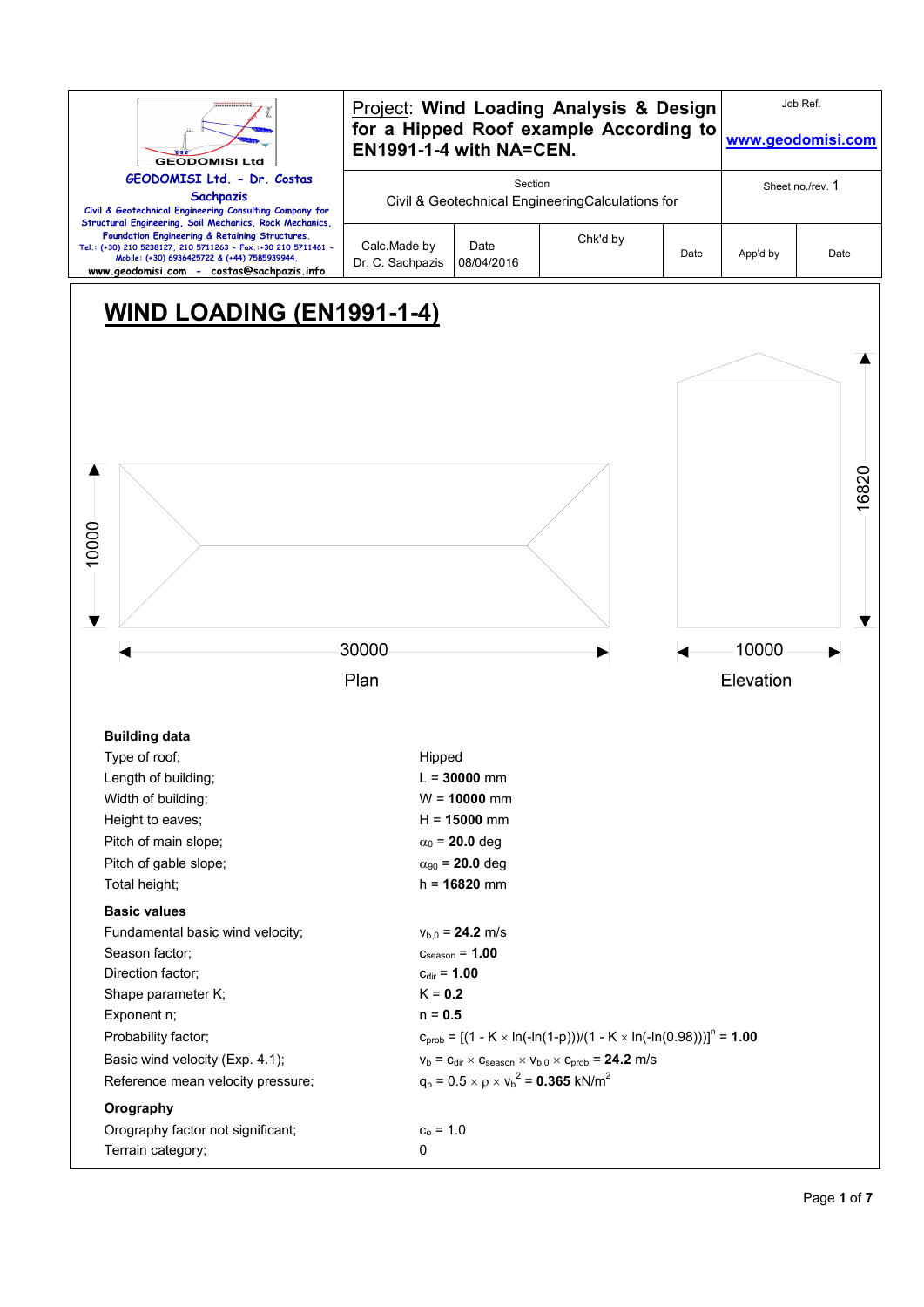| GEODOMISI Ltd. - Dr. Costas Sachpazis<br>Civil & Geotechnical Engineering Consulting Company for Structural Engineering, Soil Mechanics, Rock Mechanics, Foundation Engineering & Retaining Structures.<br>Tel.: (+30) 210 5238127, 210 5711263 - Fax.:+30 210 5711461 - Mobile: (+30) 6936425722 & (+44) 7585939944,<br>www.geodomisi.com - costas@sachpazis.info | Project: **Wind Loading Analysis & Design for a Hipped Roof example According to EN1991-1-4 with NA=CEN.** | | | Job Ref.<br>www.geodomisi.com | |
|---|---|---|---|---|---|
| | Section<br>Civil & Geotechnical EngineeringCalculations for | | | Sheet no./rev. 1 | |
| | Calc.Made by<br>Dr. C. Sachpazis | Date<br>08/04/2016 | Chk'd by | Date | App'd by | Date |

# WIND LOADING (EN1991-1-4)

Plan: 30000 × 10000 — Elevation: 10000 wide, 16820 high

**Building data**

| | |
|---|---|
| Type of roof; | Hipped |
| Length of building; | L = **30000** mm |
| Width of building; | W = **10000** mm |
| Height to eaves; | H = **15000** mm |
| Pitch of main slope; | $\alpha_0$ = **20.0** deg |
| Pitch of gable slope; | $\alpha_{90}$ = **20.0** deg |
| Total height; | h = **16820** mm |

**Basic values**

| | |
|---|---|
| Fundamental basic wind velocity; | $v_{b,0}$ = **24.2** m/s |
| Season factor; | $c_{season}$ = **1.00** |
| Direction factor; | $c_{dir}$ = **1.00** |
| Shape parameter K; | K = **0.2** |
| Exponent n; | n = **0.5** |
| Probability factor; | $c_{prob} = [(1 - K \times \ln(-\ln(1-p)))/(1 - K \times \ln(-\ln(0.98)))]^n$ = **1.00** |
| Basic wind velocity (Exp. 4.1); | $v_b = c_{dir} \times c_{season} \times v_{b,0} \times c_{prob}$ = **24.2** m/s |
| Reference mean velocity pressure; | $q_b = 0.5 \times \rho \times v_b^2$ = **0.365** kN/m$^2$ |

**Orography**

| | |
|---|---|
| Orography factor not significant; | $c_o$ = 1.0 |
| Terrain category; | 0 |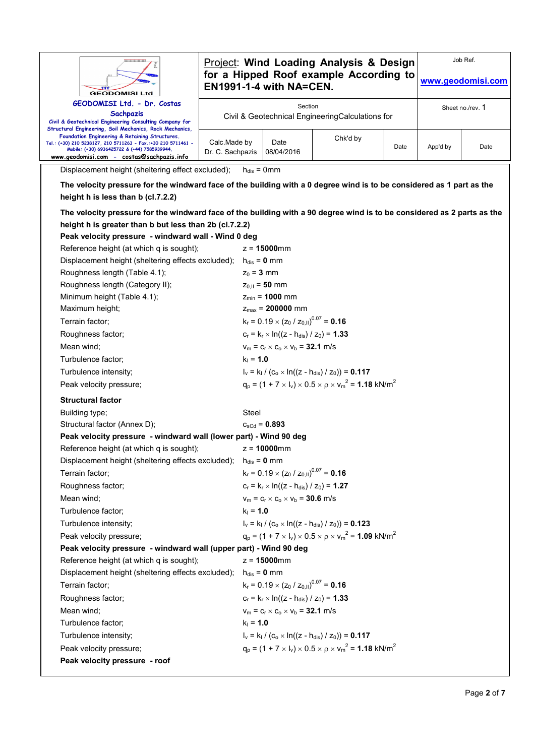Displacement height (sheltering effect excluded); $h_{dis}$ = 0mm

**The velocity pressure for the windward face of the building with a 0 degree wind is to be considered as 1 part as the height h is less than b (cl.7.2.2)**

**The velocity pressure for the windward face of the building with a 90 degree wind is to be considered as 2 parts as the height h is greater than b but less than 2b (cl.7.2.2)**

**Peak velocity pressure - windward wall - Wind 0 deg**

| | |
|---|---|
| Reference height (at which q is sought); | $z$ = **15000**mm |
| Displacement height (sheltering effects excluded); | $h_{dis}$ = **0** mm |
| Roughness length (Table 4.1); | $z_0$ = **3** mm |
| Roughness length (Category II); | $z_{0,II}$ = **50** mm |
| Minimum height (Table 4.1); | $z_{min}$ = **1000** mm |
| Maximum height; | $z_{max}$ = **200000** mm |
| Terrain factor; | $k_r = 0.19 \times (z_0 / z_{0,II})^{0.07}$ = **0.16** |
| Roughness factor; | $c_r = k_r \times \ln((z - h_{dis}) / z_0)$ = **1.33** |
| Mean wind; | $v_m = c_r \times c_o \times v_b$ = **32.1** m/s |
| Turbulence factor; | $k_I$ = **1.0** |
| Turbulence intensity; | $I_v = k_I / (c_o \times \ln((z - h_{dis}) / z_0))$ = **0.117** |
| Peak velocity pressure; | $q_p = (1 + 7 \times I_v) \times 0.5 \times \rho \times v_m^2$ = **1.18** kN/m$^2$ |

**Structural factor**

| | |
|---|---|
| Building type; | Steel |
| Structural factor (Annex D); | $c_{sCd}$ = **0.893** |

**Peak velocity pressure - windward wall (lower part) - Wind 90 deg**

| | |
|---|---|
| Reference height (at which q is sought); | $z$ = **10000**mm |
| Displacement height (sheltering effects excluded); | $h_{dis}$ = **0** mm |
| Terrain factor; | $k_r = 0.19 \times (z_0 / z_{0,II})^{0.07}$ = **0.16** |
| Roughness factor; | $c_r = k_r \times \ln((z - h_{dis}) / z_0)$ = **1.27** |
| Mean wind; | $v_m = c_r \times c_o \times v_b$ = **30.6** m/s |
| Turbulence factor; | $k_I$ = **1.0** |
| Turbulence intensity; | $I_v = k_I / (c_o \times \ln((z - h_{dis}) / z_0))$ = **0.123** |
| Peak velocity pressure; | $q_p = (1 + 7 \times I_v) \times 0.5 \times \rho \times v_m^2$ = **1.09** kN/m$^2$ |

**Peak velocity pressure - windward wall (upper part) - Wind 90 deg**

| | |
|---|---|
| Reference height (at which q is sought); | $z$ = **15000**mm |
| Displacement height (sheltering effects excluded); | $h_{dis}$ = **0** mm |
| Terrain factor; | $k_r = 0.19 \times (z_0 / z_{0,II})^{0.07}$ = **0.16** |
| Roughness factor; | $c_r = k_r \times \ln((z - h_{dis}) / z_0)$ = **1.33** |
| Mean wind; | $v_m = c_r \times c_o \times v_b$ = **32.1** m/s |
| Turbulence factor; | $k_I$ = **1.0** |
| Turbulence intensity; | $I_v = k_I / (c_o \times \ln((z - h_{dis}) / z_0))$ = **0.117** |
| Peak velocity pressure; | $q_p = (1 + 7 \times I_v) \times 0.5 \times \rho \times v_m^2$ = **1.18** kN/m$^2$ |

**Peak velocity pressure - roof**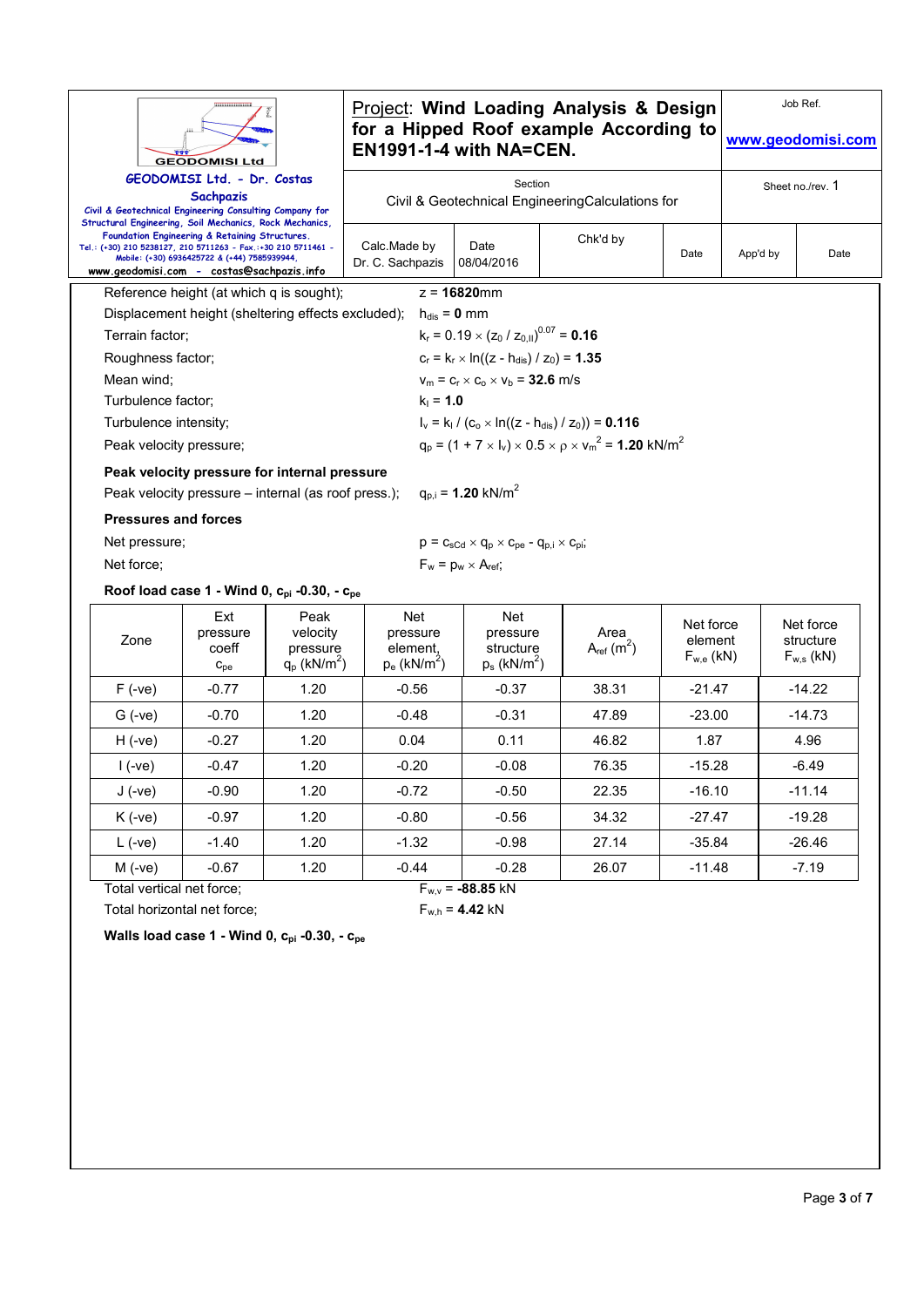| GEODOMISI Ltd. - Dr. Costas Sachpazis<br>Civil & Geotechnical Engineering Consulting Company for Structural Engineering, Soil Mechanics, Rock Mechanics, Foundation Engineering & Retaining Structures.<br>Tel.: (+30) 210 5238127, 210 5711263 - Fax.:+30 210 5711461 - Mobile: (+30) 6936425722 & (+44) 7585939944,<br>www.geodomisi.com - costas@sachpazis.info | Project: **Wind Loading Analysis & Design for a Hipped Roof example According to EN1991-1-4 with NA=CEN.** | | | Job Ref.<br>**www.geodomisi.com** | |
|---|---|---|---|---|---|
| | Section<br>Civil & Geotechnical EngineeringCalculations for | | | Sheet no./rev. 1 | |
| | Calc.Made by<br>Dr. C. Sachpazis | Date<br>08/04/2016 | Chk'd by | Date | App'd by | Date |

Reference height (at which q is sought); $z = \mathbf{16820}$mm

Displacement height (sheltering effects excluded); $h_{dis} = \mathbf{0}$ mm

Terrain factor; $k_r = 0.19 \times (z_0 / z_{0,II})^{0.07} = \mathbf{0.16}$

Roughness factor; $c_r = k_r \times \ln((z - h_{dis}) / z_0) = \mathbf{1.35}$

Mean wind; $v_m = c_r \times c_o \times v_b = \mathbf{32.6}$ m/s

Turbulence factor; $k_I = \mathbf{1.0}$

Turbulence intensity; $I_v = k_I / (c_o \times \ln((z - h_{dis}) / z_0)) = \mathbf{0.116}$

Peak velocity pressure; $q_p = (1 + 7 \times I_v) \times 0.5 \times \rho \times v_m^2 = \mathbf{1.20}$ kN/m$^2$

**Peak velocity pressure for internal pressure**

Peak velocity pressure – internal (as roof press.); $q_{p,i} = \mathbf{1.20}$ kN/m$^2$

**Pressures and forces**

Net pressure; $p = c_{sCd} \times q_p \times c_{pe} - q_{p,i} \times c_{pi}$;

Net force; $F_w = p_w \times A_{ref}$;

**Roof load case 1 - Wind 0, $c_{pi}$ -0.30, - $c_{pe}$**

| Zone | Ext pressure coeff $c_{pe}$ | Peak velocity pressure $q_p$ (kN/m$^2$) | Net pressure element, $p_e$ (kN/m$^2$) | Net pressure structure $p_s$ (kN/m$^2$) | Area $A_{ref}$ (m$^2$) | Net force element $F_{w,e}$ (kN) | Net force structure $F_{w,s}$ (kN) |
|---|---|---|---|---|---|---|---|
| F (-ve) | -0.77 | 1.20 | -0.56 | -0.37 | 38.31 | -21.47 | -14.22 |
| G (-ve) | -0.70 | 1.20 | -0.48 | -0.31 | 47.89 | -23.00 | -14.73 |
| H (-ve) | -0.27 | 1.20 | 0.04 | 0.11 | 46.82 | 1.87 | 4.96 |
| I (-ve) | -0.47 | 1.20 | -0.20 | -0.08 | 76.35 | -15.28 | -6.49 |
| J (-ve) | -0.90 | 1.20 | -0.72 | -0.50 | 22.35 | -16.10 | -11.14 |
| K (-ve) | -0.97 | 1.20 | -0.80 | -0.56 | 34.32 | -27.47 | -19.28 |
| L (-ve) | -1.40 | 1.20 | -1.32 | -0.98 | 27.14 | -35.84 | -26.46 |
| M (-ve) | -0.67 | 1.20 | -0.44 | -0.28 | 26.07 | -11.48 | -7.19 |

Total vertical net force; $F_{w,v} = \mathbf{-88.85}$ kN

Total horizontal net force; $F_{w,h} = \mathbf{4.42}$ kN

**Walls load case 1 - Wind 0, $c_{pi}$ -0.30, - $c_{pe}$**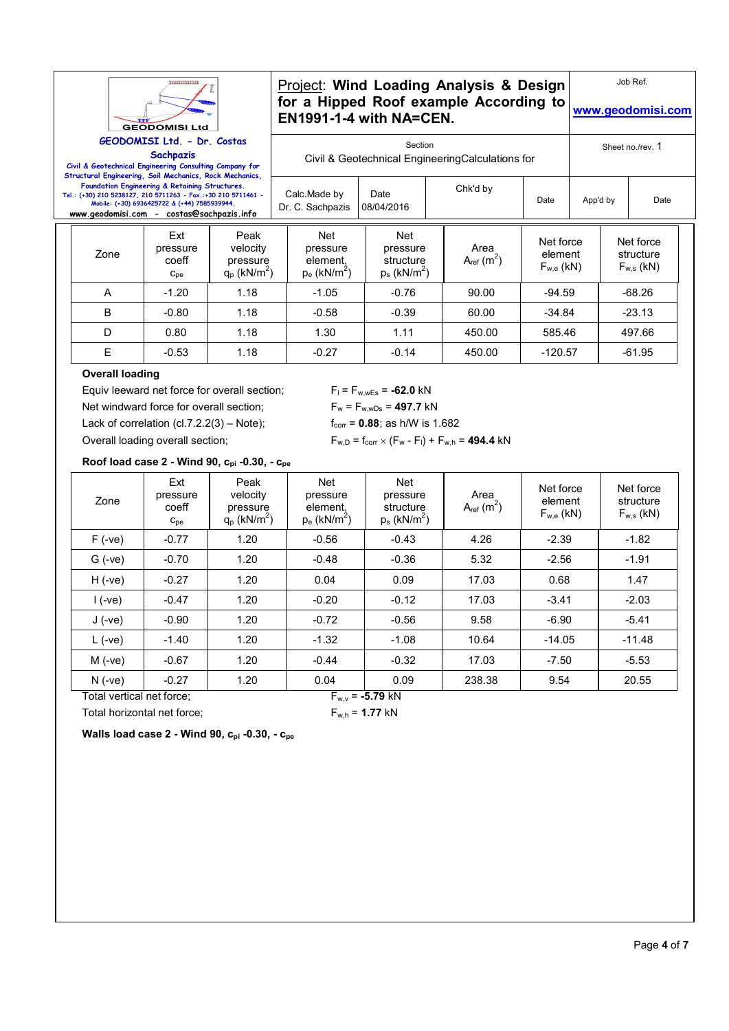| GEODOMISI Ltd. - Dr. Costas Sachpazis<br>Civil & Geotechnical Engineering Consulting Company for Structural Engineering, Soil Mechanics, Rock Mechanics, Foundation Engineering & Retaining Structures.<br>Tel.: (+30) 210 5238127, 210 5711263 - Fax.:+30 210 5711461 - Mobile: (+30) 6936425722 & (+44) 7585939944,<br>www.geodomisi.com - costas@sachpazis.info | Project: **Wind Loading Analysis & Design for a Hipped Roof example According to EN1991-1-4 with NA=CEN.** | | | Job Ref.<br>www.geodomisi.com | |
|---|---|---|---|---|---|
| | Section<br>Civil & Geotechnical EngineeringCalculations for | | | Sheet no./rev. 1 | |
| | Calc.Made by<br>Dr. C. Sachpazis | Date<br>08/04/2016 | Chk'd by | Date | App'd by | Date |

| Zone | Ext pressure coeff $c_{pe}$ | Peak velocity pressure $q_p$ (kN/m$^2$) | Net pressure element, $p_e$ (kN/m$^2$) | Net pressure structure $p_s$ (kN/m$^2$) | Area $A_{ref}$ (m$^2$) | Net force element $F_{w,e}$ (kN) | Net force structure $F_{w,s}$ (kN) |
|---|---|---|---|---|---|---|---|
| A | -1.20 | 1.18 | -1.05 | -0.76 | 90.00 | -94.59 | -68.26 |
| B | -0.80 | 1.18 | -0.58 | -0.39 | 60.00 | -34.84 | -23.13 |
| D | 0.80 | 1.18 | 1.30 | 1.11 | 450.00 | 585.46 | 497.66 |
| E | -0.53 | 1.18 | -0.27 | -0.14 | 450.00 | -120.57 | -61.95 |

**Overall loading**

Equiv leeward net force for overall section; $F_l = F_{w,wEs}$ = **-62.0** kN

Net windward force for overall section; $F_w = F_{w,wDs}$ = **497.7** kN

Lack of correlation (cl.7.2.2(3) – Note); $f_{corr}$ = **0.88**; as h/W is 1.682

Overall loading overall section; $F_{w,D} = f_{corr} \times (F_w - F_l) + F_{w,h}$ = **494.4** kN

**Roof load case 2 - Wind 90, $c_{pi}$ -0.30, - $c_{pe}$**

| Zone | Ext pressure coeff $c_{pe}$ | Peak velocity pressure $q_p$ (kN/m$^2$) | Net pressure element, $p_e$ (kN/m$^2$) | Net pressure structure $p_s$ (kN/m$^2$) | Area $A_{ref}$ (m$^2$) | Net force element $F_{w,e}$ (kN) | Net force structure $F_{w,s}$ (kN) |
|---|---|---|---|---|---|---|---|
| F (-ve) | -0.77 | 1.20 | -0.56 | -0.43 | 4.26 | -2.39 | -1.82 |
| G (-ve) | -0.70 | 1.20 | -0.48 | -0.36 | 5.32 | -2.56 | -1.91 |
| H (-ve) | -0.27 | 1.20 | 0.04 | 0.09 | 17.03 | 0.68 | 1.47 |
| I (-ve) | -0.47 | 1.20 | -0.20 | -0.12 | 17.03 | -3.41 | -2.03 |
| J (-ve) | -0.90 | 1.20 | -0.72 | -0.56 | 9.58 | -6.90 | -5.41 |
| L (-ve) | -1.40 | 1.20 | -1.32 | -1.08 | 10.64 | -14.05 | -11.48 |
| M (-ve) | -0.67 | 1.20 | -0.44 | -0.32 | 17.03 | -7.50 | -5.53 |
| N (-ve) | -0.27 | 1.20 | 0.04 | 0.09 | 238.38 | 9.54 | 20.55 |

Total vertical net force; $F_{w,v}$ = **-5.79** kN

Total horizontal net force; $F_{w,h}$ = **1.77** kN

**Walls load case 2 - Wind 90, $c_{pi}$ -0.30, - $c_{pe}$**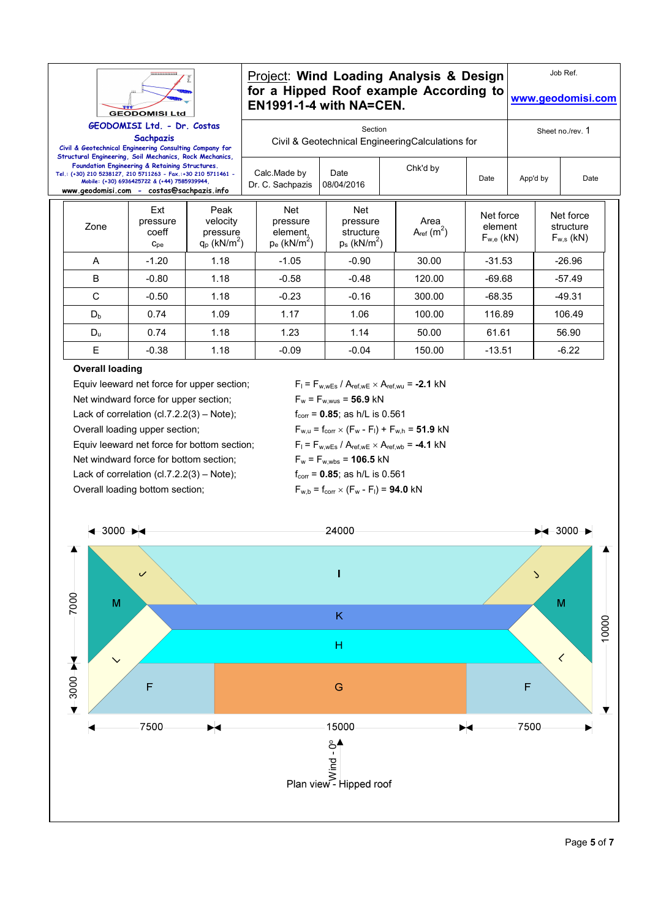| Project: **Wind Loading Analysis & Design for a Hipped Roof example According to EN1991-1-4 with NA=CEN.** | | | Job Ref. www.geodomisi.com |
|---|---|---|---|
| GEODOMISI Ltd. - Dr. Costas Sachpazis. Civil & Geotechnical Engineering Consulting Company for Structural Engineering, Soil Mechanics, Rock Mechanics, Foundation Engineering & Retaining Structures. Tel.: (+30) 210 5238127, 210 5711263 - Fax.:+30 210 5711461 - Mobile: (+30) 6936425722 & (+44) 7585939944, www.geodomisi.com - costas@sachpazis.info | Section: Civil & Geotechnical EngineeringCalculations for | | Sheet no./rev. 1 |
| Calc.Made by: Dr. C. Sachpazis | Date: 08/04/2016 | Chk'd by / Date | App'd by / Date |

| Zone | Ext pressure coeff $c_{pe}$ | Peak velocity pressure $q_p$ (kN/m$^2$) | Net pressure element, $p_e$ (kN/m$^2$) | Net pressure structure $p_s$ (kN/m$^2$) | Area $A_{ref}$ (m$^2$) | Net force element $F_{w,e}$ (kN) | Net force structure $F_{w,s}$ (kN) |
|---|---|---|---|---|---|---|---|
| A | -1.20 | 1.18 | -1.05 | -0.90 | 30.00 | -31.53 | -26.96 |
| B | -0.80 | 1.18 | -0.58 | -0.48 | 120.00 | -69.68 | -57.49 |
| C | -0.50 | 1.18 | -0.23 | -0.16 | 300.00 | -68.35 | -49.31 |
| $D_b$ | 0.74 | 1.09 | 1.17 | 1.06 | 100.00 | 116.89 | 106.49 |
| $D_u$ | 0.74 | 1.18 | 1.23 | 1.14 | 50.00 | 61.61 | 56.90 |
| E | -0.38 | 1.18 | -0.09 | -0.04 | 150.00 | -13.51 | -6.22 |

**Overall loading**

Equiv leeward net force for upper section; $F_l = F_{w,wEs} / A_{ref,wE} \times A_{ref,wu} =$ **-2.1** kN

Net windward force for upper section; $F_w = F_{w,wus} =$ **56.9** kN

Lack of correlation (cl.7.2.2(3) – Note); $f_{corr} =$ **0.85**; as h/L is 0.561

Overall loading upper section; $F_{w,u} = f_{corr} \times (F_w - F_l) + F_{w,h} =$ **51.9** kN

Equiv leeward net force for bottom section; $F_l = F_{w,wEs} / A_{ref,wE} \times A_{ref,wb} =$ **-4.1** kN

Net windward force for bottom section; $F_w = F_{w,wbs} =$ **106.5** kN

Lack of correlation (cl.7.2.2(3) – Note); $f_{corr} =$ **0.85**; as h/L is 0.561

Overall loading bottom section; $F_{w,b} = f_{corr} \times (F_w - F_l) =$ **94.0** kN

Plan view - Hipped roof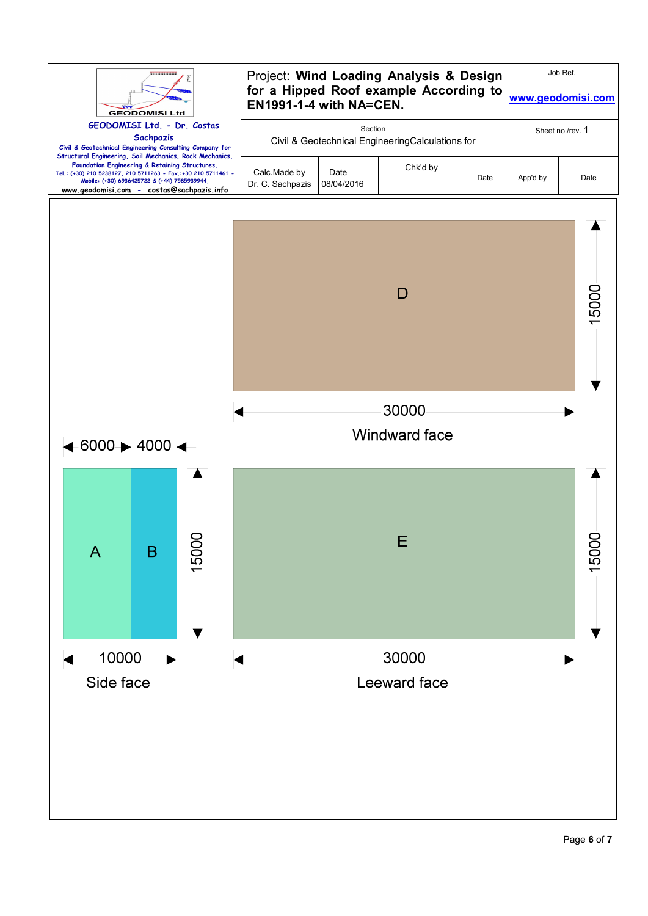| GEODOMISI Ltd. - Dr. Costas Sachpazis<br>Civil & Geotechnical Engineering Consulting Company for Structural Engineering, Soil Mechanics, Rock Mechanics, Foundation Engineering & Retaining Structures.<br>Tel.: (+30) 210 5238127, 210 5711263 - Fax.:+30 210 5711461 - Mobile: (+30) 6936425722 & (+44) 7585939944,<br>www.geodomisi.com - costas@sachpazis.info | Project: **Wind Loading Analysis & Design for a Hipped Roof example According to EN1991-1-4 with NA=CEN.** | | | | Job Ref.<br>www.geodomisi.com | |
|---|---|---|---|---|---|---|
| | Section<br>Civil & Geotechnical EngineeringCalculations for | | | | Sheet no./rev. 1 | |
| | Calc.Made by<br>Dr. C. Sachpazis | Date<br>08/04/2016 | Chk'd by | Date | App'd by | Date |

D

30000

15000

Windward face

6000 4000

A B

15000

10000

Side face

E

30000

15000

Leeward face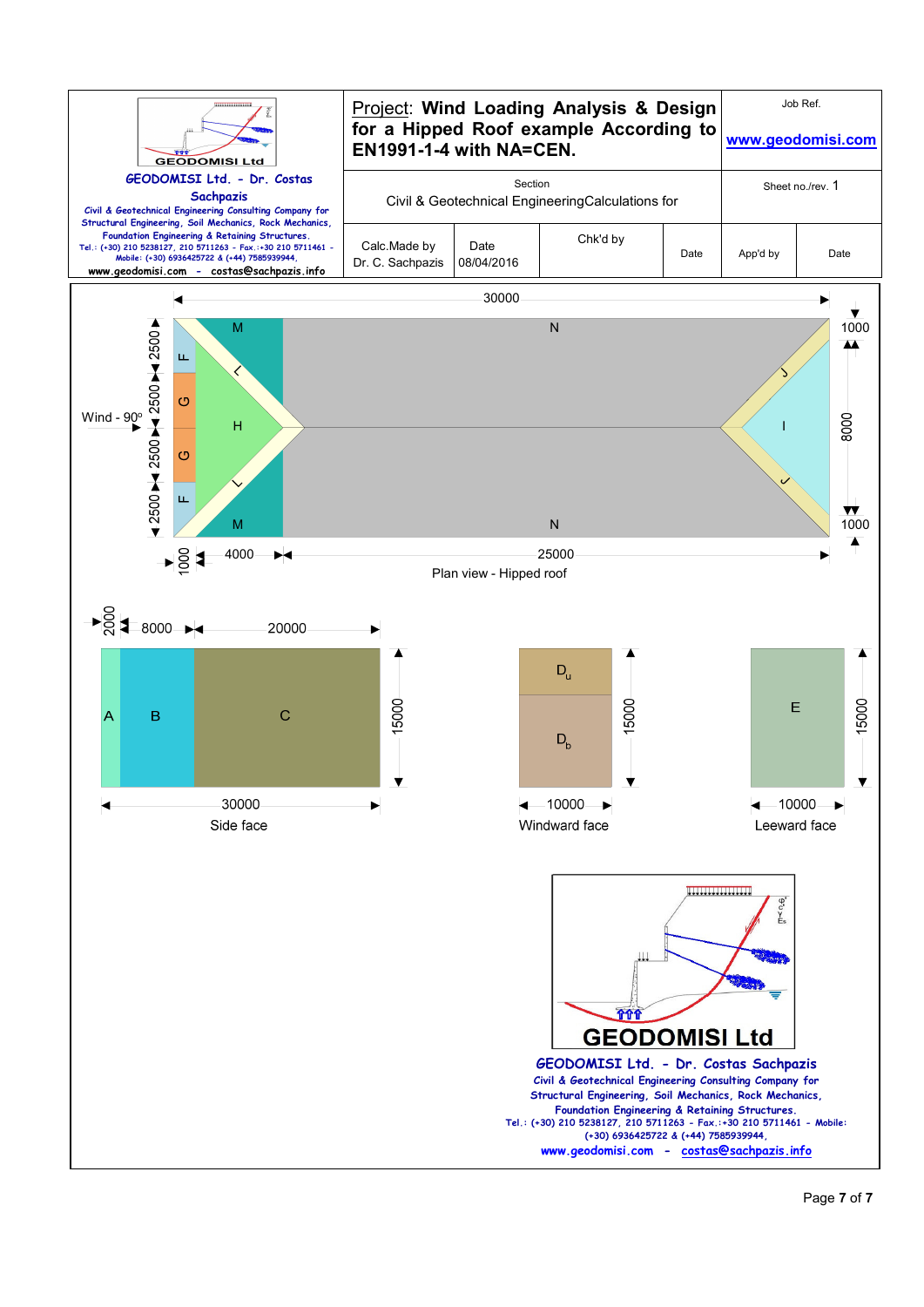| | | |
|---|---|---|
| GEODOMISI Ltd. - Dr. Costas Sachpazis<br>Civil & Geotechnical Engineering Consulting Company for Structural Engineering, Soil Mechanics, Rock Mechanics, Foundation Engineering & Retaining Structures.<br>Tel.: (+30) 210 5238127, 210 5711263 - Fax.:+30 210 5711461 - Mobile: (+30) 6936425722 & (+44) 7585939944,<br>www.geodomisi.com - costas@sachpazis.info | Project: **Wind Loading Analysis & Design for a Hipped Roof example According to EN1991-1-4 with NA=CEN.** | Job Ref.<br>www.geodomisi.com |
| | Section<br>Civil & Geotechnical EngineeringCalculations for | Sheet no./rev. 1 |
| | Calc.Made by Dr. C. Sachpazis / Date 08/04/2016 / Chk'd by / Date | App'd by / Date |

30000

1000

M F L H G G F L M N N J I J

2500 2500 2500 2500

Wind - 90°

8000

1000

1000 4000 25000

Plan view - Hipped roof

2000 8000 20000

A B C

15000

30000

Side face

$D_u$

$D_b$

15000

10000

Windward face

E

15000

10000

Leeward face

GEODOMISI Ltd

GEODOMISI Ltd. - Dr. Costas Sachpazis
Civil & Geotechnical Engineering Consulting Company for Structural Engineering, Soil Mechanics, Rock Mechanics, Foundation Engineering & Retaining Structures.
Tel.: (+30) 210 5238127, 210 5711263 - Fax.:+30 210 5711461 - Mobile: (+30) 6936425722 & (+44) 7585939944,
www.geodomisi.com - costas@sachpazis.info